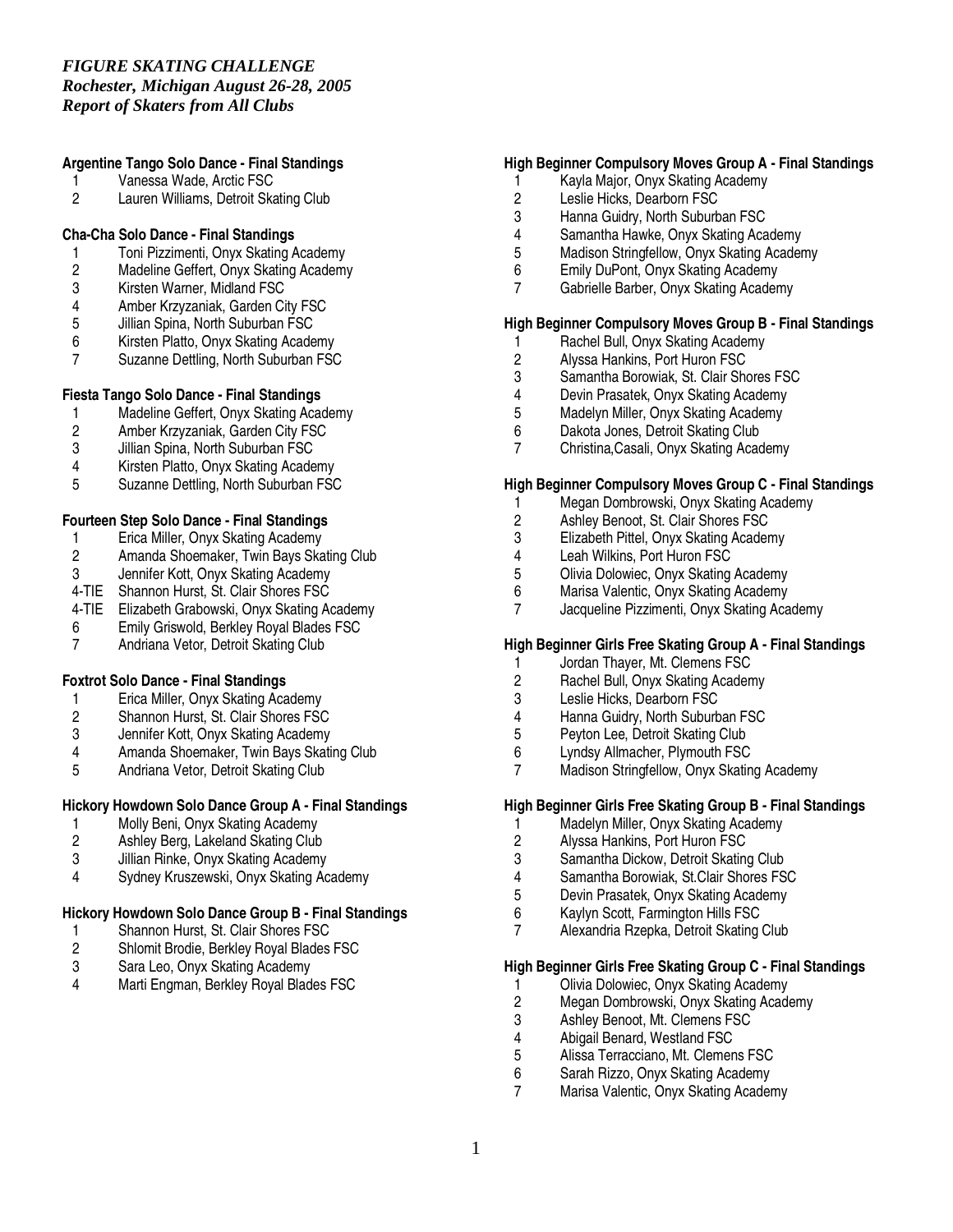*FIGURE SKATING CHALLENGE*
*Rochester, Michigan August 26-28, 2005*
*Report of Skaters from All Clubs*

**Argentine Tango Solo Dance - Final Standings**

1 Vanessa Wade, Arctic FSC
2 Lauren Williams, Detroit Skating Club

**Cha-Cha Solo Dance - Final Standings**

1 Toni Pizzimenti, Onyx Skating Academy
2 Madeline Geffert, Onyx Skating Academy
3 Kirsten Warner, Midland FSC
4 Amber Krzyzaniak, Garden City FSC
5 Jillian Spina, North Suburban FSC
6 Kirsten Platto, Onyx Skating Academy
7 Suzanne Dettling, North Suburban FSC

**Fiesta Tango Solo Dance - Final Standings**

1 Madeline Geffert, Onyx Skating Academy
2 Amber Krzyzaniak, Garden City FSC
3 Jillian Spina, North Suburban FSC
4 Kirsten Platto, Onyx Skating Academy
5 Suzanne Dettling, North Suburban FSC

**Fourteen Step Solo Dance - Final Standings**

1 Erica Miller, Onyx Skating Academy
2 Amanda Shoemaker, Twin Bays Skating Club
3 Jennifer Kott, Onyx Skating Academy
4-TIE Shannon Hurst, St. Clair Shores FSC
4-TIE Elizabeth Grabowski, Onyx Skating Academy
6 Emily Griswold, Berkley Royal Blades FSC
7 Andriana Vetor, Detroit Skating Club

**Foxtrot Solo Dance - Final Standings**

1 Erica Miller, Onyx Skating Academy
2 Shannon Hurst, St. Clair Shores FSC
3 Jennifer Kott, Onyx Skating Academy
4 Amanda Shoemaker, Twin Bays Skating Club
5 Andriana Vetor, Detroit Skating Club

**Hickory Howdown Solo Dance Group A - Final Standings**

1 Molly Beni, Onyx Skating Academy
2 Ashley Berg, Lakeland Skating Club
3 Jillian Rinke, Onyx Skating Academy
4 Sydney Kruszewski, Onyx Skating Academy

**Hickory Howdown Solo Dance Group B - Final Standings**

1 Shannon Hurst, St. Clair Shores FSC
2 Shlomit Brodie, Berkley Royal Blades FSC
3 Sara Leo, Onyx Skating Academy
4 Marti Engman, Berkley Royal Blades FSC

**High Beginner Compulsory Moves Group A - Final Standings**

1 Kayla Major, Onyx Skating Academy
2 Leslie Hicks, Dearborn FSC
3 Hanna Guidry, North Suburban FSC
4 Samantha Hawke, Onyx Skating Academy
5 Madison Stringfellow, Onyx Skating Academy
6 Emily DuPont, Onyx Skating Academy
7 Gabrielle Barber, Onyx Skating Academy

**High Beginner Compulsory Moves Group B - Final Standings**

1 Rachel Bull, Onyx Skating Academy
2 Alyssa Hankins, Port Huron FSC
3 Samantha Borowiak, St. Clair Shores FSC
4 Devin Prasatek, Onyx Skating Academy
5 Madelyn Miller, Onyx Skating Academy
6 Dakota Jones, Detroit Skating Club
7 Christina,Casali, Onyx Skating Academy

**High Beginner Compulsory Moves Group C - Final Standings**

1 Megan Dombrowski, Onyx Skating Academy
2 Ashley Benoot, St. Clair Shores FSC
3 Elizabeth Pittel, Onyx Skating Academy
4 Leah Wilkins, Port Huron FSC
5 Olivia Dolowiec, Onyx Skating Academy
6 Marisa Valentic, Onyx Skating Academy
7 Jacqueline Pizzimenti, Onyx Skating Academy

**High Beginner Girls Free Skating Group A - Final Standings**

1 Jordan Thayer, Mt. Clemens FSC
2 Rachel Bull, Onyx Skating Academy
3 Leslie Hicks, Dearborn FSC
4 Hanna Guidry, North Suburban FSC
5 Peyton Lee, Detroit Skating Club
6 Lyndsy Allmacher, Plymouth FSC
7 Madison Stringfellow, Onyx Skating Academy

**High Beginner Girls Free Skating Group B - Final Standings**

1 Madelyn Miller, Onyx Skating Academy
2 Alyssa Hankins, Port Huron FSC
3 Samantha Dickow, Detroit Skating Club
4 Samantha Borowiak, St.Clair Shores FSC
5 Devin Prasatek, Onyx Skating Academy
6 Kaylyn Scott, Farmington Hills FSC
7 Alexandria Rzepka, Detroit Skating Club

**High Beginner Girls Free Skating Group C - Final Standings**

1 Olivia Dolowiec, Onyx Skating Academy
2 Megan Dombrowski, Onyx Skating Academy
3 Ashley Benoot, Mt. Clemens FSC
4 Abigail Benard, Westland FSC
5 Alissa Terracciano, Mt. Clemens FSC
6 Sarah Rizzo, Onyx Skating Academy
7 Marisa Valentic, Onyx Skating Academy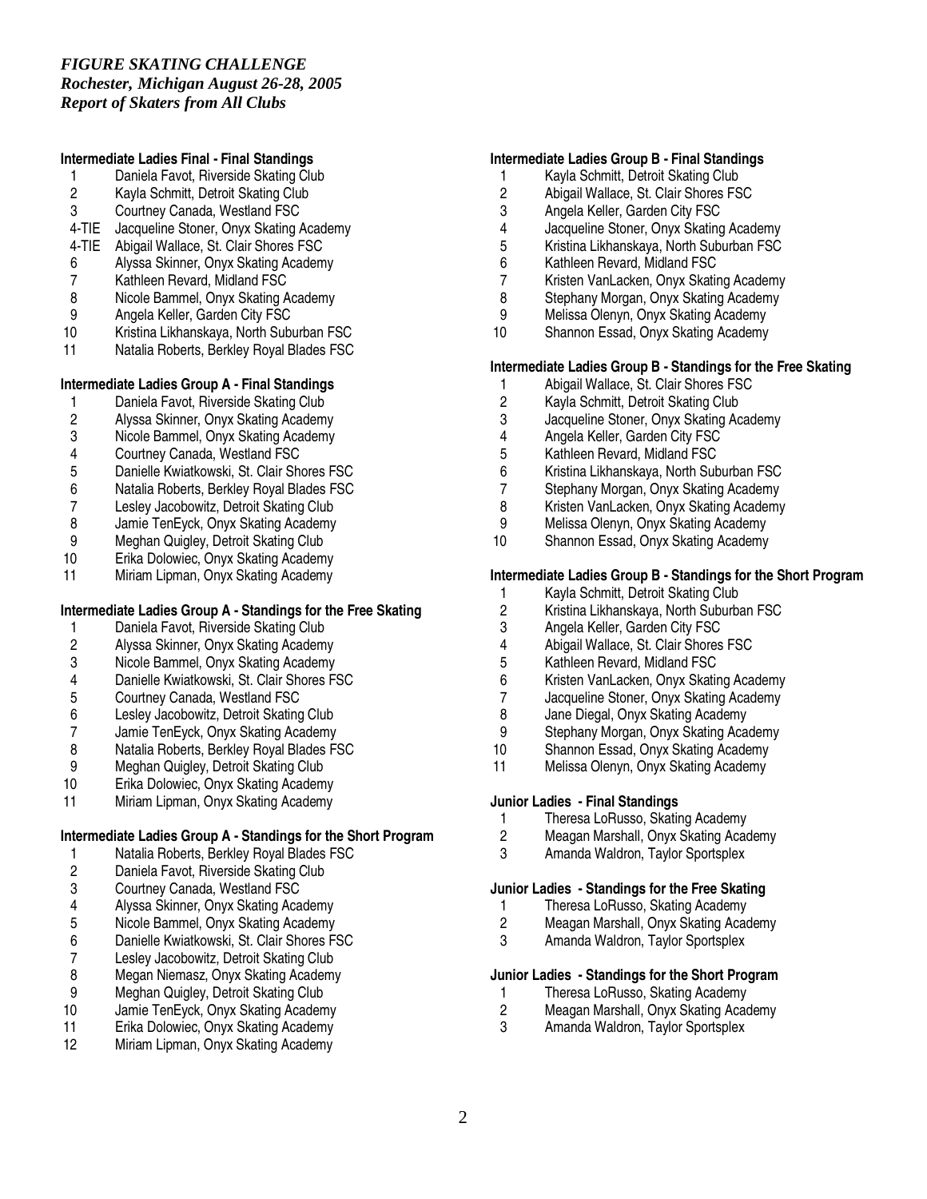*FIGURE SKATING CHALLENGE*
*Rochester, Michigan August 26-28, 2005*
*Report of Skaters from All Clubs*

**Intermediate Ladies Final - Final Standings**

| | |
|---|---|
| 1 | Daniela Favot, Riverside Skating Club |
| 2 | Kayla Schmitt, Detroit Skating Club |
| 3 | Courtney Canada, Westland FSC |
| 4-TIE | Jacqueline Stoner, Onyx Skating Academy |
| 4-TIE | Abigail Wallace, St. Clair Shores FSC |
| 6 | Alyssa Skinner, Onyx Skating Academy |
| 7 | Kathleen Revard, Midland FSC |
| 8 | Nicole Bammel, Onyx Skating Academy |
| 9 | Angela Keller, Garden City FSC |
| 10 | Kristina Likhanskaya, North Suburban FSC |
| 11 | Natalia Roberts, Berkley Royal Blades FSC |

**Intermediate Ladies Group A - Final Standings**

| | |
|---|---|
| 1 | Daniela Favot, Riverside Skating Club |
| 2 | Alyssa Skinner, Onyx Skating Academy |
| 3 | Nicole Bammel, Onyx Skating Academy |
| 4 | Courtney Canada, Westland FSC |
| 5 | Danielle Kwiatkowski, St. Clair Shores FSC |
| 6 | Natalia Roberts, Berkley Royal Blades FSC |
| 7 | Lesley Jacobowitz, Detroit Skating Club |
| 8 | Jamie TenEyck, Onyx Skating Academy |
| 9 | Meghan Quigley, Detroit Skating Club |
| 10 | Erika Dolowiec, Onyx Skating Academy |
| 11 | Miriam Lipman, Onyx Skating Academy |

**Intermediate Ladies Group A - Standings for the Free Skating**

| | |
|---|---|
| 1 | Daniela Favot, Riverside Skating Club |
| 2 | Alyssa Skinner, Onyx Skating Academy |
| 3 | Nicole Bammel, Onyx Skating Academy |
| 4 | Danielle Kwiatkowski, St. Clair Shores FSC |
| 5 | Courtney Canada, Westland FSC |
| 6 | Lesley Jacobowitz, Detroit Skating Club |
| 7 | Jamie TenEyck, Onyx Skating Academy |
| 8 | Natalia Roberts, Berkley Royal Blades FSC |
| 9 | Meghan Quigley, Detroit Skating Club |
| 10 | Erika Dolowiec, Onyx Skating Academy |
| 11 | Miriam Lipman, Onyx Skating Academy |

**Intermediate Ladies Group A - Standings for the Short Program**

| | |
|---|---|
| 1 | Natalia Roberts, Berkley Royal Blades FSC |
| 2 | Daniela Favot, Riverside Skating Club |
| 3 | Courtney Canada, Westland FSC |
| 4 | Alyssa Skinner, Onyx Skating Academy |
| 5 | Nicole Bammel, Onyx Skating Academy |
| 6 | Danielle Kwiatkowski, St. Clair Shores FSC |
| 7 | Lesley Jacobowitz, Detroit Skating Club |
| 8 | Megan Niemasz, Onyx Skating Academy |
| 9 | Meghan Quigley, Detroit Skating Club |
| 10 | Jamie TenEyck, Onyx Skating Academy |
| 11 | Erika Dolowiec, Onyx Skating Academy |
| 12 | Miriam Lipman, Onyx Skating Academy |

**Intermediate Ladies Group B - Final Standings**

| | |
|---|---|
| 1 | Kayla Schmitt, Detroit Skating Club |
| 2 | Abigail Wallace, St. Clair Shores FSC |
| 3 | Angela Keller, Garden City FSC |
| 4 | Jacqueline Stoner, Onyx Skating Academy |
| 5 | Kristina Likhanskaya, North Suburban FSC |
| 6 | Kathleen Revard, Midland FSC |
| 7 | Kristen VanLacken, Onyx Skating Academy |
| 8 | Stephany Morgan, Onyx Skating Academy |
| 9 | Melissa Olenyn, Onyx Skating Academy |
| 10 | Shannon Essad, Onyx Skating Academy |

**Intermediate Ladies Group B - Standings for the Free Skating**

| | |
|---|---|
| 1 | Abigail Wallace, St. Clair Shores FSC |
| 2 | Kayla Schmitt, Detroit Skating Club |
| 3 | Jacqueline Stoner, Onyx Skating Academy |
| 4 | Angela Keller, Garden City FSC |
| 5 | Kathleen Revard, Midland FSC |
| 6 | Kristina Likhanskaya, North Suburban FSC |
| 7 | Stephany Morgan, Onyx Skating Academy |
| 8 | Kristen VanLacken, Onyx Skating Academy |
| 9 | Melissa Olenyn, Onyx Skating Academy |
| 10 | Shannon Essad, Onyx Skating Academy |

**Intermediate Ladies Group B - Standings for the Short Program**

| | |
|---|---|
| 1 | Kayla Schmitt, Detroit Skating Club |
| 2 | Kristina Likhanskaya, North Suburban FSC |
| 3 | Angela Keller, Garden City FSC |
| 4 | Abigail Wallace, St. Clair Shores FSC |
| 5 | Kathleen Revard, Midland FSC |
| 6 | Kristen VanLacken, Onyx Skating Academy |
| 7 | Jacqueline Stoner, Onyx Skating Academy |
| 8 | Jane Diegal, Onyx Skating Academy |
| 9 | Stephany Morgan, Onyx Skating Academy |
| 10 | Shannon Essad, Onyx Skating Academy |
| 11 | Melissa Olenyn, Onyx Skating Academy |

**Junior Ladies - Final Standings**

| | |
|---|---|
| 1 | Theresa LoRusso, Skating Academy |
| 2 | Meagan Marshall, Onyx Skating Academy |
| 3 | Amanda Waldron, Taylor Sportsplex |

**Junior Ladies - Standings for the Free Skating**

| | |
|---|---|
| 1 | Theresa LoRusso, Skating Academy |
| 2 | Meagan Marshall, Onyx Skating Academy |
| 3 | Amanda Waldron, Taylor Sportsplex |

**Junior Ladies - Standings for the Short Program**

| | |
|---|---|
| 1 | Theresa LoRusso, Skating Academy |
| 2 | Meagan Marshall, Onyx Skating Academy |
| 3 | Amanda Waldron, Taylor Sportsplex |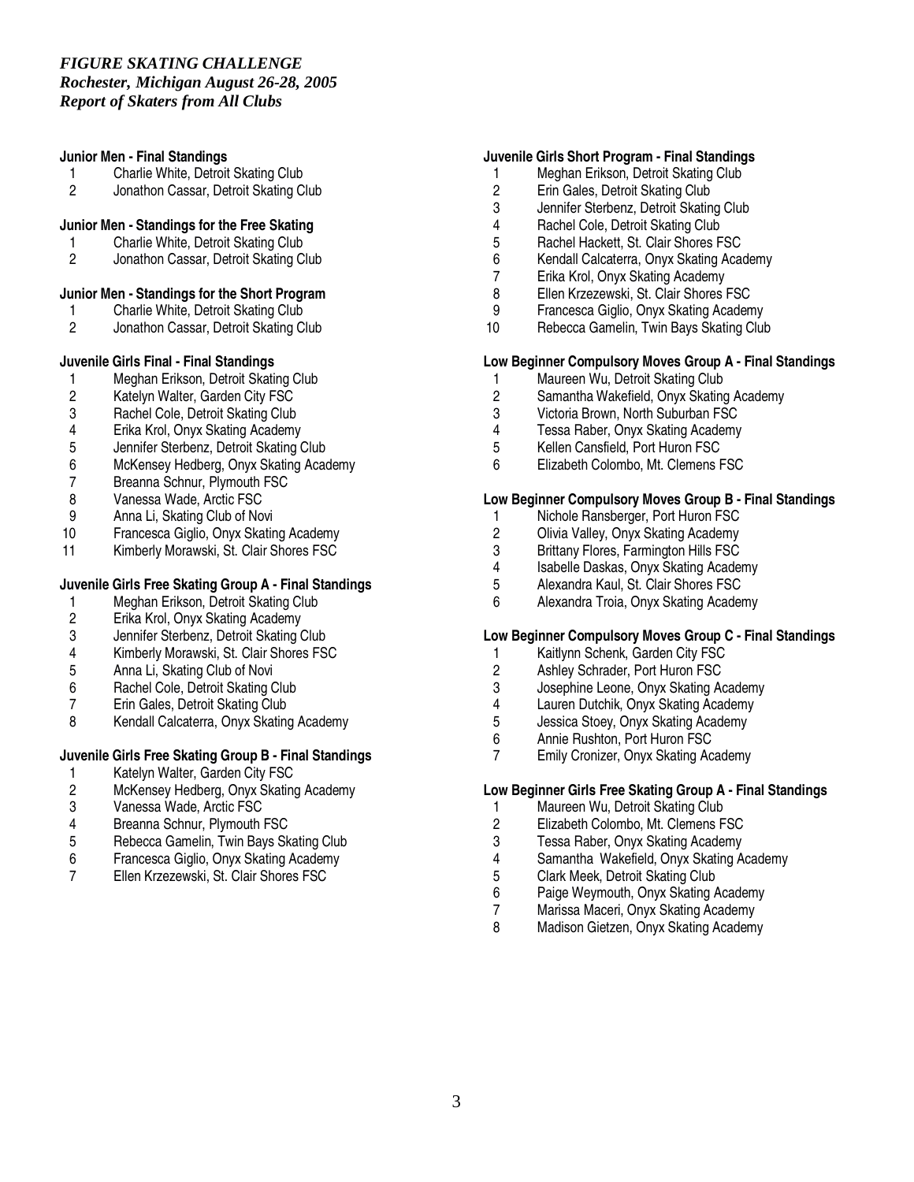*FIGURE SKATING CHALLENGE*
*Rochester, Michigan August 26-28, 2005*
*Report of Skaters from All Clubs*

**Junior Men - Final Standings**

1. Charlie White, Detroit Skating Club
2. Jonathon Cassar, Detroit Skating Club

**Junior Men - Standings for the Free Skating**

1. Charlie White, Detroit Skating Club
2. Jonathon Cassar, Detroit Skating Club

**Junior Men - Standings for the Short Program**

1. Charlie White, Detroit Skating Club
2. Jonathon Cassar, Detroit Skating Club

**Juvenile Girls Final - Final Standings**

1. Meghan Erikson, Detroit Skating Club
2. Katelyn Walter, Garden City FSC
3. Rachel Cole, Detroit Skating Club
4. Erika Krol, Onyx Skating Academy
5. Jennifer Sterbenz, Detroit Skating Club
6. McKensey Hedberg, Onyx Skating Academy
7. Breanna Schnur, Plymouth FSC
8. Vanessa Wade, Arctic FSC
9. Anna Li, Skating Club of Novi
10. Francesca Giglio, Onyx Skating Academy
11. Kimberly Morawski, St. Clair Shores FSC

**Juvenile Girls Free Skating Group A - Final Standings**

1. Meghan Erikson, Detroit Skating Club
2. Erika Krol, Onyx Skating Academy
3. Jennifer Sterbenz, Detroit Skating Club
4. Kimberly Morawski, St. Clair Shores FSC
5. Anna Li, Skating Club of Novi
6. Rachel Cole, Detroit Skating Club
7. Erin Gales, Detroit Skating Club
8. Kendall Calcaterra, Onyx Skating Academy

**Juvenile Girls Free Skating Group B - Final Standings**

1. Katelyn Walter, Garden City FSC
2. McKensey Hedberg, Onyx Skating Academy
3. Vanessa Wade, Arctic FSC
4. Breanna Schnur, Plymouth FSC
5. Rebecca Gamelin, Twin Bays Skating Club
6. Francesca Giglio, Onyx Skating Academy
7. Ellen Krzezewski, St. Clair Shores FSC

**Juvenile Girls Short Program - Final Standings**

1. Meghan Erikson, Detroit Skating Club
2. Erin Gales, Detroit Skating Club
3. Jennifer Sterbenz, Detroit Skating Club
4. Rachel Cole, Detroit Skating Club
5. Rachel Hackett, St. Clair Shores FSC
6. Kendall Calcaterra, Onyx Skating Academy
7. Erika Krol, Onyx Skating Academy
8. Ellen Krzezewski, St. Clair Shores FSC
9. Francesca Giglio, Onyx Skating Academy
10. Rebecca Gamelin, Twin Bays Skating Club

**Low Beginner Compulsory Moves Group A - Final Standings**

1. Maureen Wu, Detroit Skating Club
2. Samantha Wakefield, Onyx Skating Academy
3. Victoria Brown, North Suburban FSC
4. Tessa Raber, Onyx Skating Academy
5. Kellen Cansfield, Port Huron FSC
6. Elizabeth Colombo, Mt. Clemens FSC

**Low Beginner Compulsory Moves Group B - Final Standings**

1. Nichole Ransberger, Port Huron FSC
2. Olivia Valley, Onyx Skating Academy
3. Brittany Flores, Farmington Hills FSC
4. Isabelle Daskas, Onyx Skating Academy
5. Alexandra Kaul, St. Clair Shores FSC
6. Alexandra Troia, Onyx Skating Academy

**Low Beginner Compulsory Moves Group C - Final Standings**

1. Kaitlynn Schenk, Garden City FSC
2. Ashley Schrader, Port Huron FSC
3. Josephine Leone, Onyx Skating Academy
4. Lauren Dutchik, Onyx Skating Academy
5. Jessica Stoey, Onyx Skating Academy
6. Annie Rushton, Port Huron FSC
7. Emily Cronizer, Onyx Skating Academy

**Low Beginner Girls Free Skating Group A - Final Standings**

1. Maureen Wu, Detroit Skating Club
2. Elizabeth Colombo, Mt. Clemens FSC
3. Tessa Raber, Onyx Skating Academy
4. Samantha Wakefield, Onyx Skating Academy
5. Clark Meek, Detroit Skating Club
6. Paige Weymouth, Onyx Skating Academy
7. Marissa Maceri, Onyx Skating Academy
8. Madison Gietzen, Onyx Skating Academy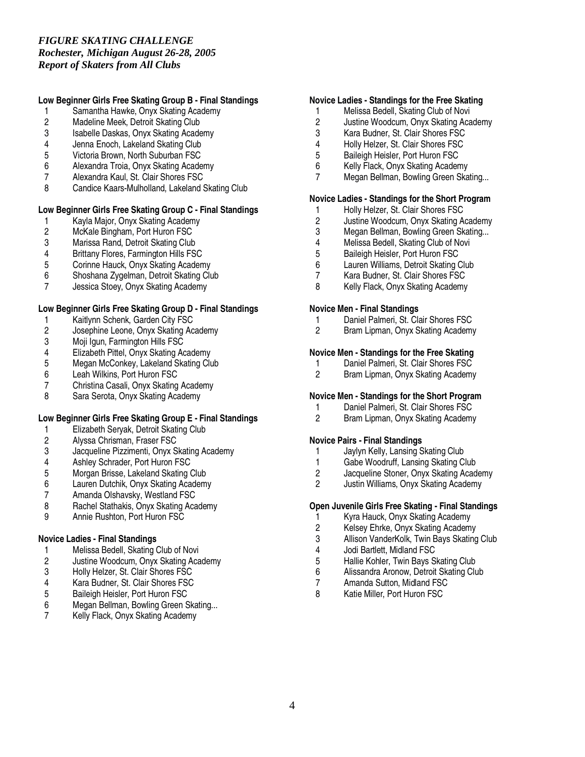*FIGURE SKATING CHALLENGE*
*Rochester, Michigan August 26-28, 2005*
*Report of Skaters from All Clubs*

**Low Beginner Girls Free Skating Group B - Final Standings**

1 Samantha Hawke, Onyx Skating Academy
2 Madeline Meek, Detroit Skating Club
3 Isabelle Daskas, Onyx Skating Academy
4 Jenna Enoch, Lakeland Skating Club
5 Victoria Brown, North Suburban FSC
6 Alexandra Troia, Onyx Skating Academy
7 Alexandra Kaul, St. Clair Shores FSC
8 Candice Kaars-Mulholland, Lakeland Skating Club

**Low Beginner Girls Free Skating Group C - Final Standings**

1 Kayla Major, Onyx Skating Academy
2 McKale Bingham, Port Huron FSC
3 Marissa Rand, Detroit Skating Club
4 Brittany Flores, Farmington Hills FSC
5 Corinne Hauck, Onyx Skating Academy
6 Shoshana Zygelman, Detroit Skating Club
7 Jessica Stoey, Onyx Skating Academy

**Low Beginner Girls Free Skating Group D - Final Standings**

1 Kaitlynn Schenk, Garden City FSC
2 Josephine Leone, Onyx Skating Academy
3 Moji Igun, Farmington Hills FSC
4 Elizabeth Pittel, Onyx Skating Academy
5 Megan McConkey, Lakeland Skating Club
6 Leah Wilkins, Port Huron FSC
7 Christina Casali, Onyx Skating Academy
8 Sara Serota, Onyx Skating Academy

**Low Beginner Girls Free Skating Group E - Final Standings**

1 Elizabeth Seryak, Detroit Skating Club
2 Alyssa Chrisman, Fraser FSC
3 Jacqueline Pizzimenti, Onyx Skating Academy
4 Ashley Schrader, Port Huron FSC
5 Morgan Brisse, Lakeland Skating Club
6 Lauren Dutchik, Onyx Skating Academy
7 Amanda Olshavsky, Westland FSC
8 Rachel Stathakis, Onyx Skating Academy
9 Annie Rushton, Port Huron FSC

**Novice Ladies - Final Standings**

1 Melissa Bedell, Skating Club of Novi
2 Justine Woodcum, Onyx Skating Academy
3 Holly Helzer, St. Clair Shores FSC
4 Kara Budner, St. Clair Shores FSC
5 Baileigh Heisler, Port Huron FSC
6 Megan Bellman, Bowling Green Skating...
7 Kelly Flack, Onyx Skating Academy

**Novice Ladies - Standings for the Free Skating**

1 Melissa Bedell, Skating Club of Novi
2 Justine Woodcum, Onyx Skating Academy
3 Kara Budner, St. Clair Shores FSC
4 Holly Helzer, St. Clair Shores FSC
5 Baileigh Heisler, Port Huron FSC
6 Kelly Flack, Onyx Skating Academy
7 Megan Bellman, Bowling Green Skating...

**Novice Ladies - Standings for the Short Program**

1 Holly Helzer, St. Clair Shores FSC
2 Justine Woodcum, Onyx Skating Academy
3 Megan Bellman, Bowling Green Skating...
4 Melissa Bedell, Skating Club of Novi
5 Baileigh Heisler, Port Huron FSC
6 Lauren Williams, Detroit Skating Club
7 Kara Budner, St. Clair Shores FSC
8 Kelly Flack, Onyx Skating Academy

**Novice Men - Final Standings**

1 Daniel Palmeri, St. Clair Shores FSC
2 Bram Lipman, Onyx Skating Academy

**Novice Men - Standings for the Free Skating**

1 Daniel Palmeri, St. Clair Shores FSC
2 Bram Lipman, Onyx Skating Academy

**Novice Men - Standings for the Short Program**

1 Daniel Palmeri, St. Clair Shores FSC
2 Bram Lipman, Onyx Skating Academy

**Novice Pairs - Final Standings**

1 Jaylyn Kelly, Lansing Skating Club
1 Gabe Woodruff, Lansing Skating Club
2 Jacqueline Stoner, Onyx Skating Academy
2 Justin Williams, Onyx Skating Academy

**Open Juvenile Girls Free Skating - Final Standings**

1 Kyra Hauck, Onyx Skating Academy
2 Kelsey Ehrke, Onyx Skating Academy
3 Allison VanderKolk, Twin Bays Skating Club
4 Jodi Bartlett, Midland FSC
5 Hallie Kohler, Twin Bays Skating Club
6 Alissandra Aronow, Detroit Skating Club
7 Amanda Sutton, Midland FSC
8 Katie Miller, Port Huron FSC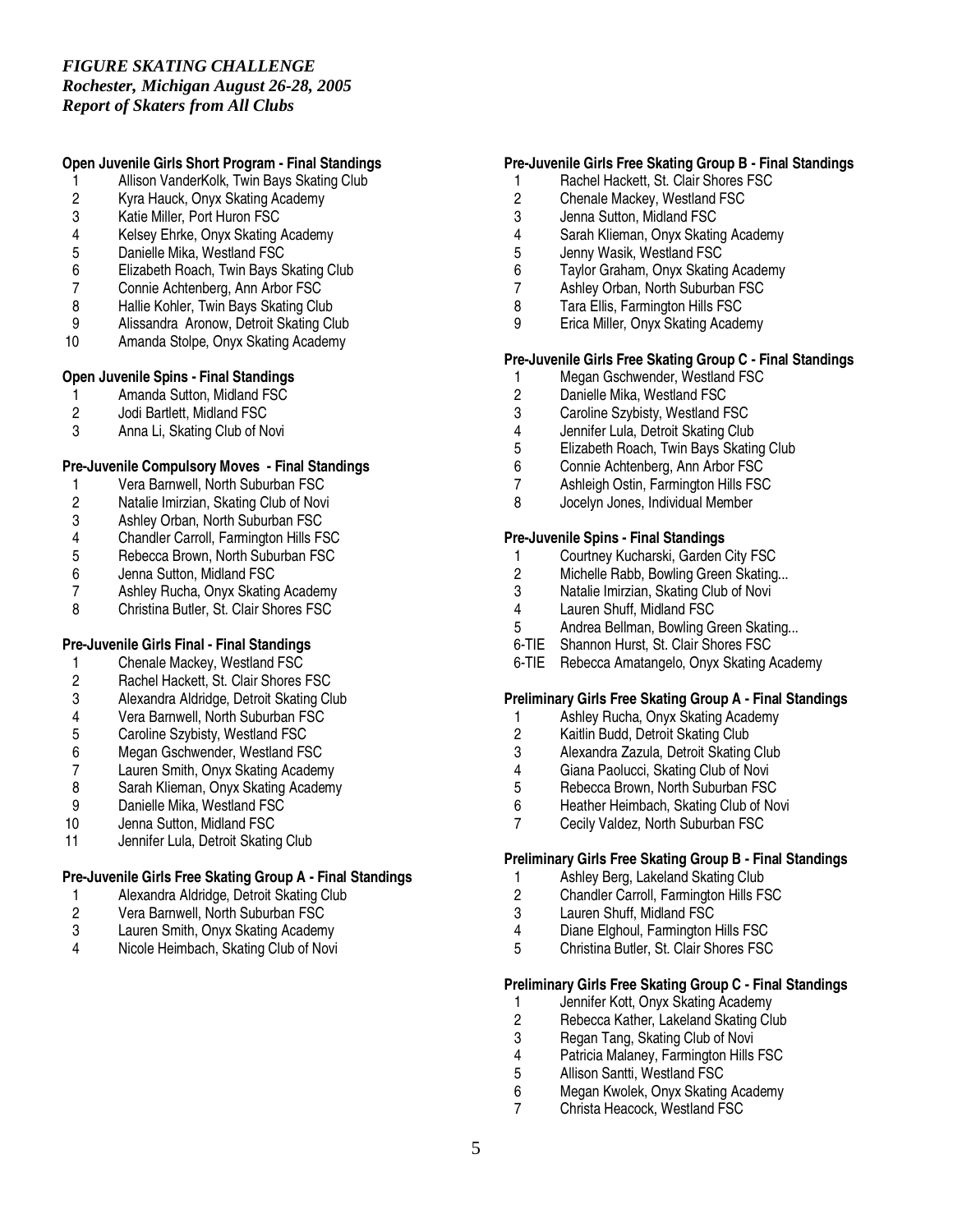*FIGURE SKATING CHALLENGE*
*Rochester, Michigan August 26-28, 2005*
*Report of Skaters from All Clubs*

**Open Juvenile Girls Short Program - Final Standings**

1 Allison VanderKolk, Twin Bays Skating Club
2 Kyra Hauck, Onyx Skating Academy
3 Katie Miller, Port Huron FSC
4 Kelsey Ehrke, Onyx Skating Academy
5 Danielle Mika, Westland FSC
6 Elizabeth Roach, Twin Bays Skating Club
7 Connie Achtenberg, Ann Arbor FSC
8 Hallie Kohler, Twin Bays Skating Club
9 Alissandra Aronow, Detroit Skating Club
10 Amanda Stolpe, Onyx Skating Academy

**Open Juvenile Spins - Final Standings**

1 Amanda Sutton, Midland FSC
2 Jodi Bartlett, Midland FSC
3 Anna Li, Skating Club of Novi

**Pre-Juvenile Compulsory Moves - Final Standings**

1 Vera Barnwell, North Suburban FSC
2 Natalie Imirzian, Skating Club of Novi
3 Ashley Orban, North Suburban FSC
4 Chandler Carroll, Farmington Hills FSC
5 Rebecca Brown, North Suburban FSC
6 Jenna Sutton, Midland FSC
7 Ashley Rucha, Onyx Skating Academy
8 Christina Butler, St. Clair Shores FSC

**Pre-Juvenile Girls Final - Final Standings**

1 Chenale Mackey, Westland FSC
2 Rachel Hackett, St. Clair Shores FSC
3 Alexandra Aldridge, Detroit Skating Club
4 Vera Barnwell, North Suburban FSC
5 Caroline Szybisty, Westland FSC
6 Megan Gschwender, Westland FSC
7 Lauren Smith, Onyx Skating Academy
8 Sarah Klieman, Onyx Skating Academy
9 Danielle Mika, Westland FSC
10 Jenna Sutton, Midland FSC
11 Jennifer Lula, Detroit Skating Club

**Pre-Juvenile Girls Free Skating Group A - Final Standings**

1 Alexandra Aldridge, Detroit Skating Club
2 Vera Barnwell, North Suburban FSC
3 Lauren Smith, Onyx Skating Academy
4 Nicole Heimbach, Skating Club of Novi

**Pre-Juvenile Girls Free Skating Group B - Final Standings**

1 Rachel Hackett, St. Clair Shores FSC
2 Chenale Mackey, Westland FSC
3 Jenna Sutton, Midland FSC
4 Sarah Klieman, Onyx Skating Academy
5 Jenny Wasik, Westland FSC
6 Taylor Graham, Onyx Skating Academy
7 Ashley Orban, North Suburban FSC
8 Tara Ellis, Farmington Hills FSC
9 Erica Miller, Onyx Skating Academy

**Pre-Juvenile Girls Free Skating Group C - Final Standings**

1 Megan Gschwender, Westland FSC
2 Danielle Mika, Westland FSC
3 Caroline Szybisty, Westland FSC
4 Jennifer Lula, Detroit Skating Club
5 Elizabeth Roach, Twin Bays Skating Club
6 Connie Achtenberg, Ann Arbor FSC
7 Ashleigh Ostin, Farmington Hills FSC
8 Jocelyn Jones, Individual Member

**Pre-Juvenile Spins - Final Standings**

1 Courtney Kucharski, Garden City FSC
2 Michelle Rabb, Bowling Green Skating...
3 Natalie Imirzian, Skating Club of Novi
4 Lauren Shuff, Midland FSC
5 Andrea Bellman, Bowling Green Skating...
6-TIE Shannon Hurst, St. Clair Shores FSC
6-TIE Rebecca Amatangelo, Onyx Skating Academy

**Preliminary Girls Free Skating Group A - Final Standings**

1 Ashley Rucha, Onyx Skating Academy
2 Kaitlin Budd, Detroit Skating Club
3 Alexandra Zazula, Detroit Skating Club
4 Giana Paolucci, Skating Club of Novi
5 Rebecca Brown, North Suburban FSC
6 Heather Heimbach, Skating Club of Novi
7 Cecily Valdez, North Suburban FSC

**Preliminary Girls Free Skating Group B - Final Standings**

1 Ashley Berg, Lakeland Skating Club
2 Chandler Carroll, Farmington Hills FSC
3 Lauren Shuff, Midland FSC
4 Diane Elghoul, Farmington Hills FSC
5 Christina Butler, St. Clair Shores FSC

**Preliminary Girls Free Skating Group C - Final Standings**

1 Jennifer Kott, Onyx Skating Academy
2 Rebecca Kather, Lakeland Skating Club
3 Regan Tang, Skating Club of Novi
4 Patricia Malaney, Farmington Hills FSC
5 Allison Santti, Westland FSC
6 Megan Kwolek, Onyx Skating Academy
7 Christa Heacock, Westland FSC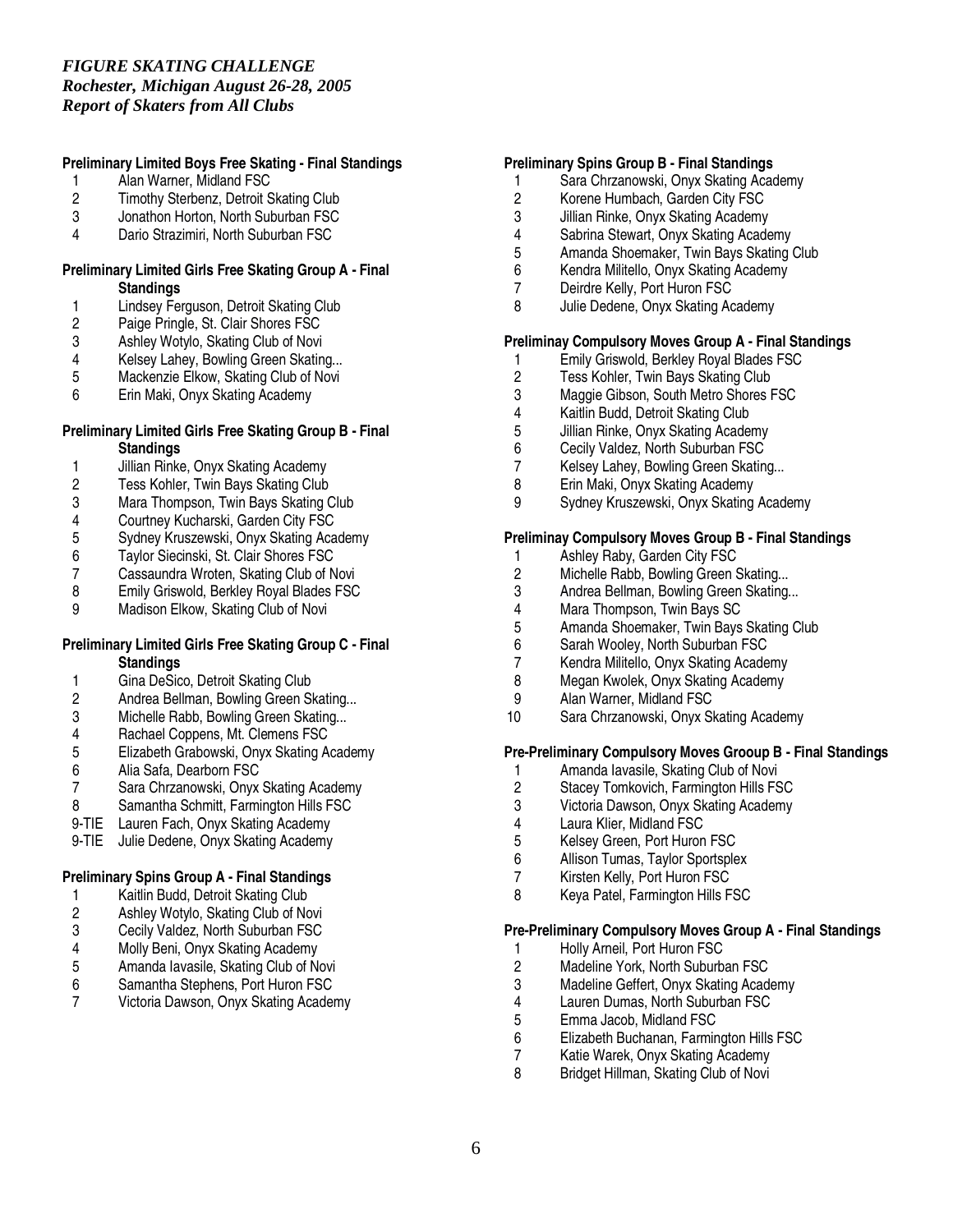*FIGURE SKATING CHALLENGE*
*Rochester, Michigan August 26-28, 2005*
*Report of Skaters from All Clubs*

**Preliminary Limited Boys Free Skating - Final Standings**

1 Alan Warner, Midland FSC
2 Timothy Sterbenz, Detroit Skating Club
3 Jonathon Horton, North Suburban FSC
4 Dario Strazimiri, North Suburban FSC

**Preliminary Limited Girls Free Skating Group A - Final Standings**

1 Lindsey Ferguson, Detroit Skating Club
2 Paige Pringle, St. Clair Shores FSC
3 Ashley Wotylo, Skating Club of Novi
4 Kelsey Lahey, Bowling Green Skating...
5 Mackenzie Elkow, Skating Club of Novi
6 Erin Maki, Onyx Skating Academy

**Preliminary Limited Girls Free Skating Group B - Final Standings**

1 Jillian Rinke, Onyx Skating Academy
2 Tess Kohler, Twin Bays Skating Club
3 Mara Thompson, Twin Bays Skating Club
4 Courtney Kucharski, Garden City FSC
5 Sydney Kruszewski, Onyx Skating Academy
6 Taylor Siecinski, St. Clair Shores FSC
7 Cassaundra Wroten, Skating Club of Novi
8 Emily Griswold, Berkley Royal Blades FSC
9 Madison Elkow, Skating Club of Novi

**Preliminary Limited Girls Free Skating Group C - Final Standings**

1 Gina DeSico, Detroit Skating Club
2 Andrea Bellman, Bowling Green Skating...
3 Michelle Rabb, Bowling Green Skating...
4 Rachael Coppens, Mt. Clemens FSC
5 Elizabeth Grabowski, Onyx Skating Academy
6 Alia Safa, Dearborn FSC
7 Sara Chrzanowski, Onyx Skating Academy
8 Samantha Schmitt, Farmington Hills FSC
9-TIE Lauren Fach, Onyx Skating Academy
9-TIE Julie Dedene, Onyx Skating Academy

**Preliminary Spins Group A - Final Standings**

1 Kaitlin Budd, Detroit Skating Club
2 Ashley Wotylo, Skating Club of Novi
3 Cecily Valdez, North Suburban FSC
4 Molly Beni, Onyx Skating Academy
5 Amanda Iavasile, Skating Club of Novi
6 Samantha Stephens, Port Huron FSC
7 Victoria Dawson, Onyx Skating Academy

**Preliminary Spins Group B - Final Standings**

1 Sara Chrzanowski, Onyx Skating Academy
2 Korene Humbach, Garden City FSC
3 Jillian Rinke, Onyx Skating Academy
4 Sabrina Stewart, Onyx Skating Academy
5 Amanda Shoemaker, Twin Bays Skating Club
6 Kendra Militello, Onyx Skating Academy
7 Deirdre Kelly, Port Huron FSC
8 Julie Dedene, Onyx Skating Academy

**Preliminay Compulsory Moves Group A - Final Standings**

1 Emily Griswold, Berkley Royal Blades FSC
2 Tess Kohler, Twin Bays Skating Club
3 Maggie Gibson, South Metro Shores FSC
4 Kaitlin Budd, Detroit Skating Club
5 Jillian Rinke, Onyx Skating Academy
6 Cecily Valdez, North Suburban FSC
7 Kelsey Lahey, Bowling Green Skating...
8 Erin Maki, Onyx Skating Academy
9 Sydney Kruszewski, Onyx Skating Academy

**Preliminay Compulsory Moves Group B - Final Standings**

1 Ashley Raby, Garden City FSC
2 Michelle Rabb, Bowling Green Skating...
3 Andrea Bellman, Bowling Green Skating...
4 Mara Thompson, Twin Bays SC
5 Amanda Shoemaker, Twin Bays Skating Club
6 Sarah Wooley, North Suburban FSC
7 Kendra Militello, Onyx Skating Academy
8 Megan Kwolek, Onyx Skating Academy
9 Alan Warner, Midland FSC
10 Sara Chrzanowski, Onyx Skating Academy

**Pre-Preliminary Compulsory Moves Grooup B - Final Standings**

1 Amanda Iavasile, Skating Club of Novi
2 Stacey Tomkovich, Farmington Hills FSC
3 Victoria Dawson, Onyx Skating Academy
4 Laura Klier, Midland FSC
5 Kelsey Green, Port Huron FSC
6 Allison Tumas, Taylor Sportsplex
7 Kirsten Kelly, Port Huron FSC
8 Keya Patel, Farmington Hills FSC

**Pre-Preliminary Compulsory Moves Group A - Final Standings**

1 Holly Arneil, Port Huron FSC
2 Madeline York, North Suburban FSC
3 Madeline Geffert, Onyx Skating Academy
4 Lauren Dumas, North Suburban FSC
5 Emma Jacob, Midland FSC
6 Elizabeth Buchanan, Farmington Hills FSC
7 Katie Warek, Onyx Skating Academy
8 Bridget Hillman, Skating Club of Novi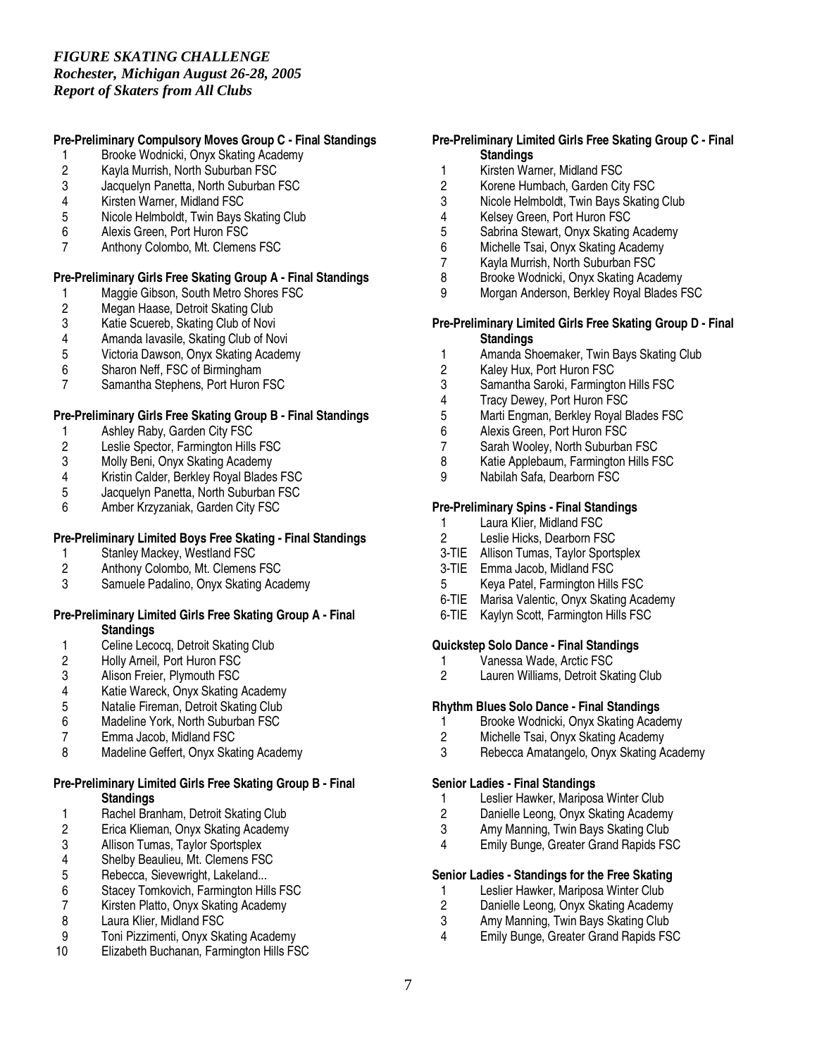*FIGURE SKATING CHALLENGE*
*Rochester, Michigan August 26-28, 2005*
*Report of Skaters from All Clubs*

**Pre-Preliminary Compulsory Moves Group C - Final Standings**

1 Brooke Wodnicki, Onyx Skating Academy
2 Kayla Murrish, North Suburban FSC
3 Jacquelyn Panetta, North Suburban FSC
4 Kirsten Warner, Midland FSC
5 Nicole Helmboldt, Twin Bays Skating Club
6 Alexis Green, Port Huron FSC
7 Anthony Colombo, Mt. Clemens FSC

**Pre-Preliminary Girls Free Skating Group A - Final Standings**

1 Maggie Gibson, South Metro Shores FSC
2 Megan Haase, Detroit Skating Club
3 Katie Scuereb, Skating Club of Novi
4 Amanda Iavasile, Skating Club of Novi
5 Victoria Dawson, Onyx Skating Academy
6 Sharon Neff, FSC of Birmingham
7 Samantha Stephens, Port Huron FSC

**Pre-Preliminary Girls Free Skating Group B - Final Standings**

1 Ashley Raby, Garden City FSC
2 Leslie Spector, Farmington Hills FSC
3 Molly Beni, Onyx Skating Academy
4 Kristin Calder, Berkley Royal Blades FSC
5 Jacquelyn Panetta, North Suburban FSC
6 Amber Krzyzaniak, Garden City FSC

**Pre-Preliminary Limited Boys Free Skating - Final Standings**

1 Stanley Mackey, Westland FSC
2 Anthony Colombo, Mt. Clemens FSC
3 Samuele Padalino, Onyx Skating Academy

**Pre-Preliminary Limited Girls Free Skating Group A - Final Standings**

1 Celine Lecocq, Detroit Skating Club
2 Holly Arneil, Port Huron FSC
3 Alison Freier, Plymouth FSC
4 Katie Wareck, Onyx Skating Academy
5 Natalie Fireman, Detroit Skating Club
6 Madeline York, North Suburban FSC
7 Emma Jacob, Midland FSC
8 Madeline Geffert, Onyx Skating Academy

**Pre-Preliminary Limited Girls Free Skating Group B - Final Standings**

1 Rachel Branham, Detroit Skating Club
2 Erica Klieman, Onyx Skating Academy
3 Allison Tumas, Taylor Sportsplex
4 Shelby Beaulieu, Mt. Clemens FSC
5 Rebecca, Sievewright, Lakeland...
6 Stacey Tomkovich, Farmington Hills FSC
7 Kirsten Platto, Onyx Skating Academy
8 Laura Klier, Midland FSC
9 Toni Pizzimenti, Onyx Skating Academy
10 Elizabeth Buchanan, Farmington Hills FSC

**Pre-Preliminary Limited Girls Free Skating Group C - Final Standings**

1 Kirsten Warner, Midland FSC
2 Korene Humbach, Garden City FSC
3 Nicole Helmboldt, Twin Bays Skating Club
4 Kelsey Green, Port Huron FSC
5 Sabrina Stewart, Onyx Skating Academy
6 Michelle Tsai, Onyx Skating Academy
7 Kayla Murrish, North Suburban FSC
8 Brooke Wodnicki, Onyx Skating Academy
9 Morgan Anderson, Berkley Royal Blades FSC

**Pre-Preliminary Limited Girls Free Skating Group D - Final Standings**

1 Amanda Shoemaker, Twin Bays Skating Club
2 Kaley Hux, Port Huron FSC
3 Samantha Saroki, Farmington Hills FSC
4 Tracy Dewey, Port Huron FSC
5 Marti Engman, Berkley Royal Blades FSC
6 Alexis Green, Port Huron FSC
7 Sarah Wooley, North Suburban FSC
8 Katie Applebaum, Farmington Hills FSC
9 Nabilah Safa, Dearborn FSC

**Pre-Preliminary Spins - Final Standings**

1 Laura Klier, Midland FSC
2 Leslie Hicks, Dearborn FSC
3-TIE Allison Tumas, Taylor Sportsplex
3-TIE Emma Jacob, Midland FSC
5 Keya Patel, Farmington Hills FSC
6-TIE Marisa Valentic, Onyx Skating Academy
6-TIE Kaylyn Scott, Farmington Hills FSC

**Quickstep Solo Dance - Final Standings**

1 Vanessa Wade, Arctic FSC
2 Lauren Williams, Detroit Skating Club

**Rhythm Blues Solo Dance - Final Standings**

1 Brooke Wodnicki, Onyx Skating Academy
2 Michelle Tsai, Onyx Skating Academy
3 Rebecca Amatangelo, Onyx Skating Academy

**Senior Ladies - Final Standings**

1 Leslier Hawker, Mariposa Winter Club
2 Danielle Leong, Onyx Skating Academy
3 Amy Manning, Twin Bays Skating Club
4 Emily Bunge, Greater Grand Rapids FSC

**Senior Ladies - Standings for the Free Skating**

1 Leslier Hawker, Mariposa Winter Club
2 Danielle Leong, Onyx Skating Academy
3 Amy Manning, Twin Bays Skating Club
4 Emily Bunge, Greater Grand Rapids FSC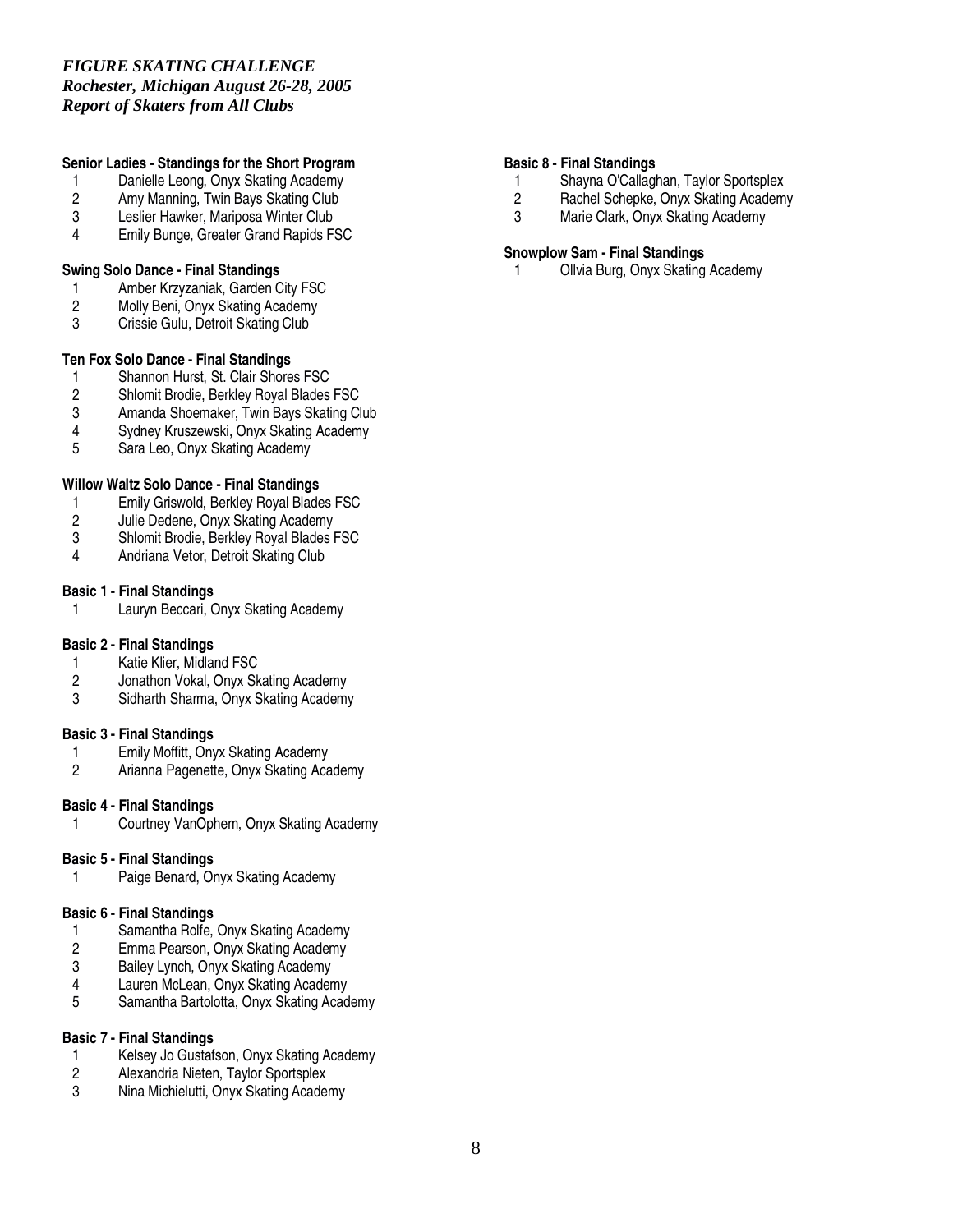*FIGURE SKATING CHALLENGE*
*Rochester, Michigan August 26-28, 2005*
*Report of Skaters from All Clubs*

**Senior Ladies - Standings for the Short Program**

1. Danielle Leong, Onyx Skating Academy
2. Amy Manning, Twin Bays Skating Club
3. Leslier Hawker, Mariposa Winter Club
4. Emily Bunge, Greater Grand Rapids FSC

**Swing Solo Dance - Final Standings**

1. Amber Krzyzaniak, Garden City FSC
2. Molly Beni, Onyx Skating Academy
3. Crissie Gulu, Detroit Skating Club

**Ten Fox Solo Dance - Final Standings**

1. Shannon Hurst, St. Clair Shores FSC
2. Shlomit Brodie, Berkley Royal Blades FSC
3. Amanda Shoemaker, Twin Bays Skating Club
4. Sydney Kruszewski, Onyx Skating Academy
5. Sara Leo, Onyx Skating Academy

**Willow Waltz Solo Dance - Final Standings**

1. Emily Griswold, Berkley Royal Blades FSC
2. Julie Dedene, Onyx Skating Academy
3. Shlomit Brodie, Berkley Royal Blades FSC
4. Andriana Vetor, Detroit Skating Club

**Basic 1 - Final Standings**

1. Lauryn Beccari, Onyx Skating Academy

**Basic 2 - Final Standings**

1. Katie Klier, Midland FSC
2. Jonathon Vokal, Onyx Skating Academy
3. Sidharth Sharma, Onyx Skating Academy

**Basic 3 - Final Standings**

1. Emily Moffitt, Onyx Skating Academy
2. Arianna Pagenette, Onyx Skating Academy

**Basic 4 - Final Standings**

1. Courtney VanOphem, Onyx Skating Academy

**Basic 5 - Final Standings**

1. Paige Benard, Onyx Skating Academy

**Basic 6 - Final Standings**

1. Samantha Rolfe, Onyx Skating Academy
2. Emma Pearson, Onyx Skating Academy
3. Bailey Lynch, Onyx Skating Academy
4. Lauren McLean, Onyx Skating Academy
5. Samantha Bartolotta, Onyx Skating Academy

**Basic 7 - Final Standings**

1. Kelsey Jo Gustafson, Onyx Skating Academy
2. Alexandria Nieten, Taylor Sportsplex
3. Nina Michielutti, Onyx Skating Academy

**Basic 8 - Final Standings**

1. Shayna O'Callaghan, Taylor Sportsplex
2. Rachel Schepke, Onyx Skating Academy
3. Marie Clark, Onyx Skating Academy

**Snowplow Sam - Final Standings**

1. Ollvia Burg, Onyx Skating Academy